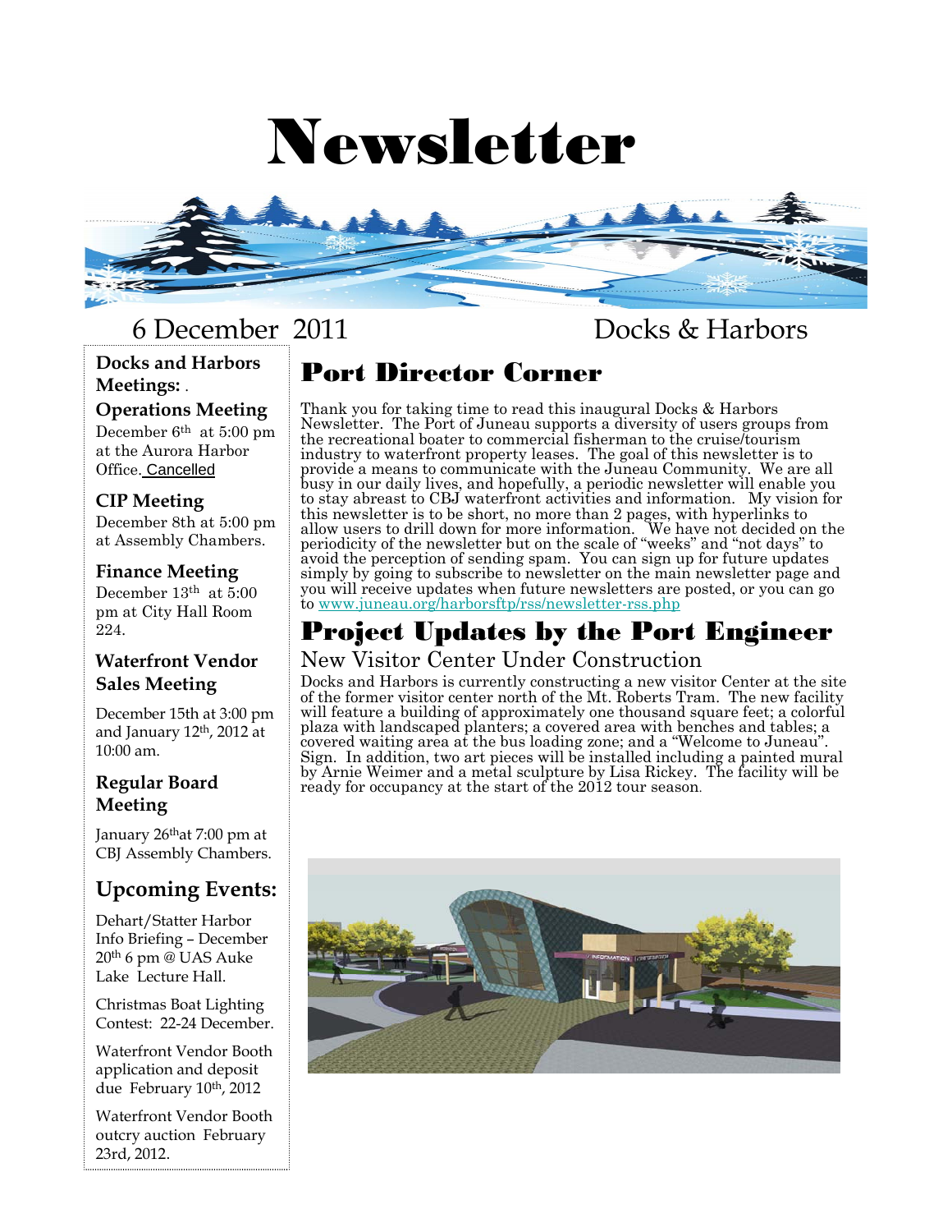# Newsletter

6 December 2011 — Docks & Harbors

## Port Director Corner

Thank you for taking time to read this inaugural Docks & Harbors Newsletter. The Port of Juneau supports a diversity of users groups from the recreational boater to commercial fisherman to the cruise/tourism industry to waterfront property leases. The goal of this newsletter is to provide a means to communicate with the Juneau Community. We are all busy in our daily lives, and hopefully, a periodic newsletter will enable you to stay abreast to CBJ waterfront activities and information. My vision for this newsletter is to be short, no more than 2 pages, with hyperlinks to allow users to drill down for more information. We have not decided on the periodicity of the newsletter but on the scale of "weeks" and "not days" to avoid the perception of sending spam. You can sign up for future updates simply by going to subscribe to newsletter on the main newsletter page and you will receive updates when future newsletters are posted, or you can go to www.juneau.org/harborsftp/rss/newsletter-rss.php

## Project Updates by the Port Engineer

### New Visitor Center Under Construction

Docks and Harbors is currently constructing a new visitor Center at the site of the former visitor center north of the Mt. Roberts Tram. The new facility will feature a building of approximately one thousand square feet; a colorful plaza with landscaped planters; a covered area with benches and tables; a covered waiting area at the bus loading zone; and a "Welcome to Juneau". Sign. In addition, two art pieces will be installed including a painted mural by Arnie Weimer and a metal sculpture by Lisa Rickey. The facility will be ready for occupancy at the start of the 2012 tour season.

---

**Docks and Harbors Meetings:**

**Operations Meeting**
December 6th at 5:00 pm at the Aurora Harbor Office. Cancelled

**CIP Meeting**
December 8th at 5:00 pm at Assembly Chambers.

**Finance Meeting**
December 13th at 5:00 pm at City Hall Room 224.

**Waterfront Vendor Sales Meeting**
December 15th at 3:00 pm and January 12th, 2012 at 10:00 am.

**Regular Board Meeting**
January 26th at 7:00 pm at CBJ Assembly Chambers.

**Upcoming Events:**

Dehart/Statter Harbor Info Briefing – December 20th 6 pm @ UAS Auke Lake Lecture Hall.

Christmas Boat Lighting Contest: 22-24 December.

Waterfront Vendor Booth application and deposit due February 10th, 2012

Waterfront Vendor Booth outcry auction February 23rd, 2012.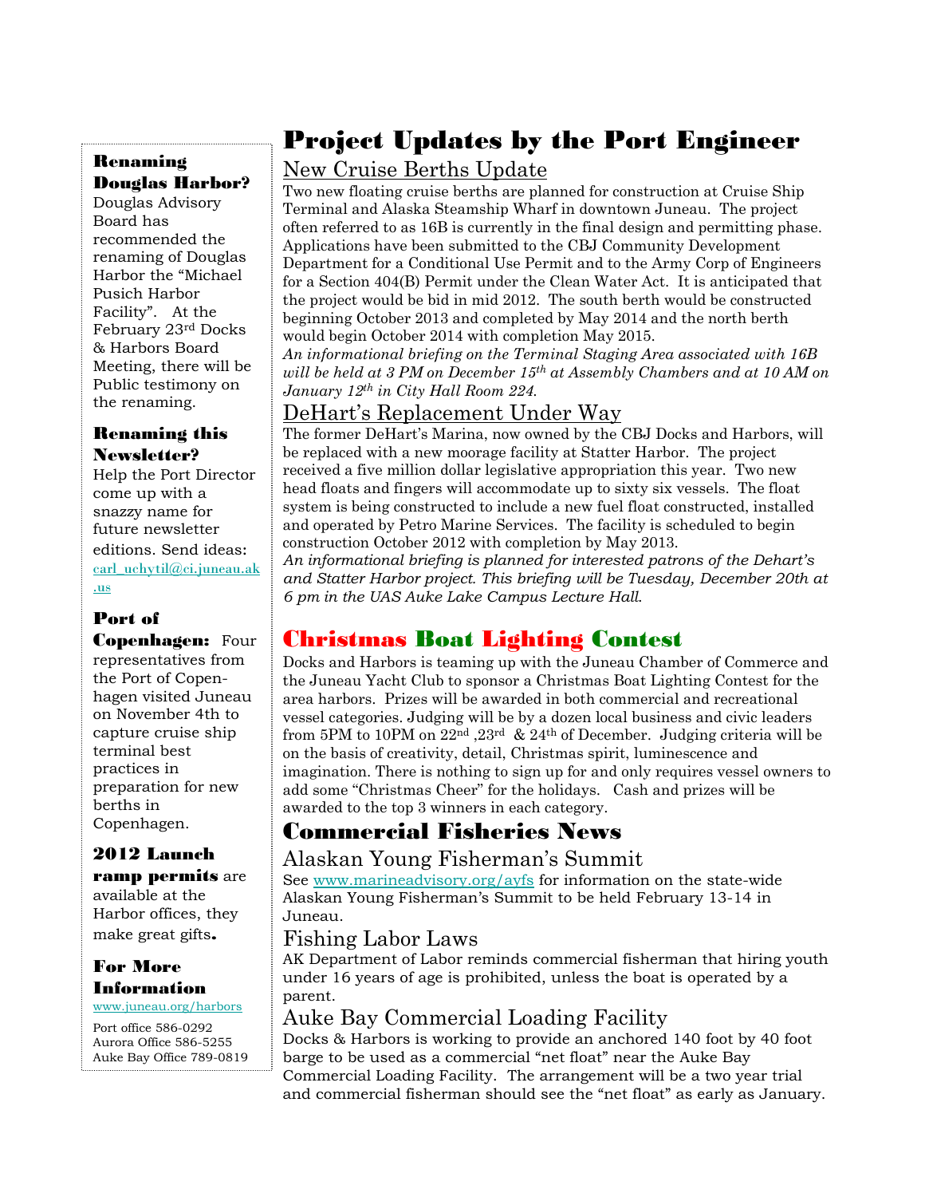## Renaming Douglas Harbor?

Douglas Advisory Board has recommended the renaming of Douglas Harbor the "Michael Pusich Harbor Facility". At the February 23rd Docks & Harbors Board Meeting, there will be Public testimony on the renaming.

## Renaming this Newsletter?

Help the Port Director come up with a snazzy name for future newsletter editions. Send ideas: carl_uchytil@ci.juneau.ak.us

**Port of Copenhagen:** Four representatives from the Port of Copenhagen visited Juneau on November 4th to capture cruise ship terminal best practices in preparation for new berths in Copenhagen.

**2012 Launch ramp permits** are available at the Harbor offices, they make great gifts.

## For More Information

www.juneau.org/harbors

Port office 586-0292
Aurora Office 586-5255
Auke Bay Office 789-0819

# Project Updates by the Port Engineer

## New Cruise Berths Update

Two new floating cruise berths are planned for construction at Cruise Ship Terminal and Alaska Steamship Wharf in downtown Juneau. The project often referred to as 16B is currently in the final design and permitting phase. Applications have been submitted to the CBJ Community Development Department for a Conditional Use Permit and to the Army Corp of Engineers for a Section 404(B) Permit under the Clean Water Act. It is anticipated that the project would be bid in mid 2012. The south berth would be constructed beginning October 2013 and completed by May 2014 and the north berth would begin October 2014 with completion May 2015.

*An informational briefing on the Terminal Staging Area associated with 16B will be held at 3 PM on December 15th at Assembly Chambers and at 10 AM on January 12th in City Hall Room 224.*

## DeHart's Replacement Under Way

The former DeHart's Marina, now owned by the CBJ Docks and Harbors, will be replaced with a new moorage facility at Statter Harbor. The project received a five million dollar legislative appropriation this year. Two new head floats and fingers will accommodate up to sixty six vessels. The float system is being constructed to include a new fuel float constructed, installed and operated by Petro Marine Services. The facility is scheduled to begin construction October 2012 with completion by May 2013.

*An informational briefing is planned for interested patrons of the Dehart's and Statter Harbor project. This briefing will be Tuesday, December 20th at 6 pm in the UAS Auke Lake Campus Lecture Hall.*

# Christmas Boat Lighting Contest

Docks and Harbors is teaming up with the Juneau Chamber of Commerce and the Juneau Yacht Club to sponsor a Christmas Boat Lighting Contest for the area harbors. Prizes will be awarded in both commercial and recreational vessel categories. Judging will be by a dozen local business and civic leaders from 5PM to 10PM on 22nd ,23rd & 24th of December. Judging criteria will be on the basis of creativity, detail, Christmas spirit, luminescence and imagination. There is nothing to sign up for and only requires vessel owners to add some "Christmas Cheer" for the holidays. Cash and prizes will be awarded to the top 3 winners in each category.

# Commercial Fisheries News

## Alaskan Young Fisherman's Summit

See www.marineadvisory.org/ayfs for information on the state-wide Alaskan Young Fisherman's Summit to be held February 13-14 in Juneau.

## Fishing Labor Laws

AK Department of Labor reminds commercial fisherman that hiring youth under 16 years of age is prohibited, unless the boat is operated by a parent.

## Auke Bay Commercial Loading Facility

Docks & Harbors is working to provide an anchored 140 foot by 40 foot barge to be used as a commercial "net float" near the Auke Bay Commercial Loading Facility. The arrangement will be a two year trial and commercial fisherman should see the "net float" as early as January.